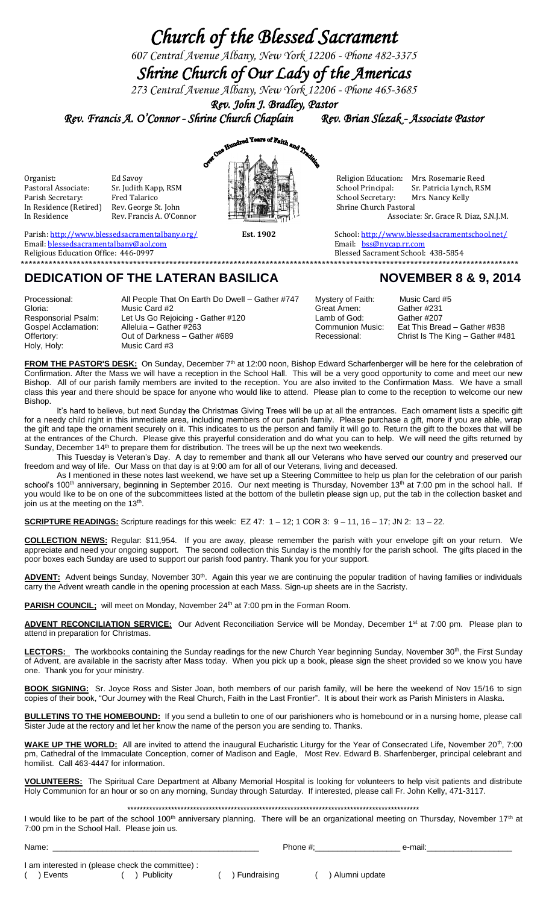# Church of the Blessed Sacrament

*607 Central Avenue Albany, New York 12206 - Phone 482-3375*

# Shrine Church of Our Lady of the Americas

*273 Central Avenue Albany, New York 12206 - Phone 465-3685*

*Rev. John J. Bradley, Pastor*

*Rev. Francis A. O'Connor - Shrine Church Chaplain* *Rev. Brian Slezak - Associate Pastor*

Over One Hundred Years of Faith and Tradition

Organist: Ed Savoy
Pastoral Associate: Sr. Judith Kapp, RSM
Parish Secretary: Fred Talarico
In Residence (Retired) Rev. George St. John
In Residence Rev. Francis A. O'Connor

Religion Education: Mrs. Rosemarie Reed
School Principal: Sr. Patricia Lynch, RSM
School Secretary: Mrs. Nancy Kelly
Shrine Church Pastoral Associate: Sr. Grace R. Diaz, S.N.J.M.

Parish: http://www.blessedsacramentalbany.org/
Email: blessedsacramentalbany@aol.com
Religious Education Office: 446-0997

**Est. 1902**

School: http://www.blessedsacramentschool.net/
Email: bss@nycap.rr.com
Blessed Sacrament School: 438-5854

## DEDICATION OF THE LATERAN BASILICA — NOVEMBER 8 & 9, 2014

| | | | |
|---|---|---|---|
| Processional: | All People That On Earth Do Dwell – Gather #747 | Mystery of Faith: | Music Card #5 |
| Gloria: | Music Card #2 | Great Amen: | Gather #231 |
| Responsorial Psalm: | Let Us Go Rejoicing - Gather #120 | Lamb of God: | Gather #207 |
| Gospel Acclamation: | Alleluia – Gather #263 | Communion Music: | Eat This Bread – Gather #838 |
| Offertory: | Out of Darkness – Gather #689 | Recessional: | Christ Is The King – Gather #481 |
| Holy, Holy: | Music Card #3 | | |

**FROM THE PASTOR'S DESK:** On Sunday, December 7th at 12:00 noon, Bishop Edward Scharfenberger will be here for the celebration of Confirmation. After the Mass we will have a reception in the School Hall. This will be a very good opportunity to come and meet our new Bishop. All of our parish family members are invited to the reception. You are also invited to the Confirmation Mass. We have a small class this year and there should be space for anyone who would like to attend. Please plan to come to the reception to welcome our new Bishop.

It's hard to believe, but next Sunday the Christmas Giving Trees will be up at all the entrances. Each ornament lists a specific gift for a needy child right in this immediate area, including members of our parish family. Please purchase a gift, more if you are able, wrap the gift and tape the ornament securely on it. This indicates to us the person and family it will go to. Return the gift to the boxes that will be at the entrances of the Church. Please give this prayerful consideration and do what you can to help. We will need the gifts returned by Sunday, December 14th to prepare them for distribution. The trees will be up the next two weekends.

This Tuesday is Veteran's Day. A day to remember and thank all our Veterans who have served our country and preserved our freedom and way of life. Our Mass on that day is at 9:00 am for all of our Veterans, living and deceased.

As I mentioned in these notes last weekend, we have set up a Steering Committee to help us plan for the celebration of our parish school's 100th anniversary, beginning in September 2016. Our next meeting is Thursday, November 13th at 7:00 pm in the school hall. If you would like to be on one of the subcommittees listed at the bottom of the bulletin please sign up, put the tab in the collection basket and join us at the meeting on the 13th.

**SCRIPTURE READINGS:** Scripture readings for this week: EZ 47: 1 – 12; 1 COR 3: 9 – 11, 16 – 17; JN 2: 13 – 22.

**COLLECTION NEWS:** Regular: $11,954. If you are away, please remember the parish with your envelope gift on your return. We appreciate and need your ongoing support. The second collection this Sunday is the monthly for the parish school. The gifts placed in the poor boxes each Sunday are used to support our parish food pantry. Thank you for your support.

**ADVENT:** Advent beings Sunday, November 30th. Again this year we are continuing the popular tradition of having families or individuals carry the Advent wreath candle in the opening procession at each Mass. Sign-up sheets are in the Sacristy.

**PARISH COUNCIL;** will meet on Monday, November 24th at 7:00 pm in the Forman Room.

**ADVENT RECONCILIATION SERVICE:** Our Advent Reconciliation Service will be Monday, December 1st at 7:00 pm. Please plan to attend in preparation for Christmas.

**LECTORS:** The workbooks containing the Sunday readings for the new Church Year beginning Sunday, November 30th, the First Sunday of Advent, are available in the sacristy after Mass today. When you pick up a book, please sign the sheet provided so we know you have one. Thank you for your ministry.

**BOOK SIGNING:** Sr. Joyce Ross and Sister Joan, both members of our parish family, will be here the weekend of Nov 15/16 to sign copies of their book, "Our Journey with the Real Church, Faith in the Last Frontier". It is about their work as Parish Ministers in Alaska.

**BULLETINS TO THE HOMEBOUND:** If you send a bulletin to one of our parishioners who is homebound or in a nursing home, please call Sister Jude at the rectory and let her know the name of the person you are sending to. Thanks.

**WAKE UP THE WORLD:** All are invited to attend the inaugural Eucharistic Liturgy for the Year of Consecrated Life, November 20th, 7:00 pm, Cathedral of the Immaculate Conception, corner of Madison and Eagle, Most Rev. Edward B. Sharfenberger, principal celebrant and homilist. Call 463-4447 for information.

**VOLUNTEERS:** The Spiritual Care Department at Albany Memorial Hospital is looking for volunteers to help visit patients and distribute Holy Communion for an hour or so on any morning, Sunday through Saturday. If interested, please call Fr. John Kelly, 471-3117.

---

I would like to be part of the school 100th anniversary planning. There will be an organizational meeting on Thursday, November 17th at 7:00 pm in the School Hall. Please join us.

Name: _______________________ Phone #:_______________ e-mail:_______________

I am interested in (please check the committee) :

( ) Events ( ) Publicity ( ) Fundraising ( ) Alumni update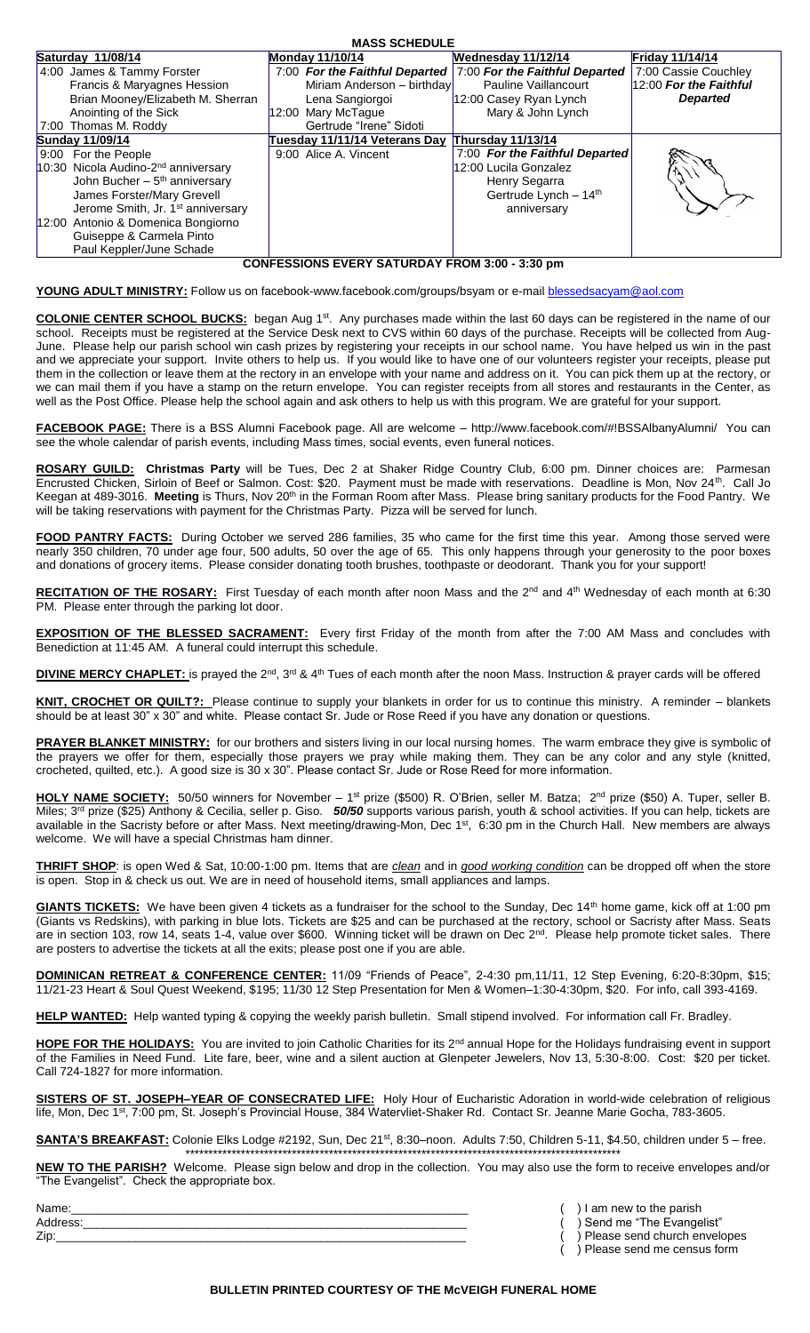## MASS SCHEDULE

| Saturday 11/08/14 | Monday 11/10/14 | Wednesday 11/12/14 | Friday 11/14/14 |
|---|---|---|---|
| 4:00 James & Tammy Forster<br>Francis & Maryagnes Hession<br>Brian Mooney/Elizabeth M. Sherran<br>Anointing of the Sick<br>7:00 Thomas M. Roddy | 7:00 ***For the Faithful Departed***<br>Miriam Anderson – birthday<br>Lena Sangiorgoi<br>12:00 Mary McTague<br>Gertrude "Irene" Sidoti | 7:00 ***For the Faithful Departed***<br>Pauline Vaillancourt<br>12:00 Casey Ryan Lynch<br>Mary & John Lynch | 7:00 Cassie Couchley<br>12:00 ***For the Faithful Departed*** |
| **Sunday 11/09/14** | **Tuesday 11/11/14 Veterans Day** | **Thursday 11/13/14** | |
| 9:00 For the People<br>10:30 Nicola Audino-2nd anniversary<br>John Bucher – 5th anniversary<br>James Forster/Mary Grevell<br>Jerome Smith, Jr. 1st anniversary<br>12:00 Antonio & Domenica Bongiorno<br>Guiseppe & Carmela Pinto<br>Paul Keppler/June Schade | 9:00 Alice A. Vincent | 7:00 ***For the Faithful Departed***<br>12:00 Lucila Gonzalez<br>Henry Segarra<br>Gertrude Lynch – 14th anniversary | |

**CONFESSIONS EVERY SATURDAY FROM 3:00 - 3:30 pm**

**YOUNG ADULT MINISTRY:** Follow us on facebook-www.facebook.com/groups/bsyam or e-mail blessedsacyam@aol.com

**COLONIE CENTER SCHOOL BUCKS:** began Aug 1st. Any purchases made within the last 60 days can be registered in the name of our school. Receipts must be registered at the Service Desk next to CVS within 60 days of the purchase. Receipts will be collected from Aug-June. Please help our parish school win cash prizes by registering your receipts in our school name. You have helped us win in the past and we appreciate your support. Invite others to help us. If you would like to have one of our volunteers register your receipts, please put them in the collection or leave them at the rectory in an envelope with your name and address on it. You can pick them up at the rectory, or we can mail them if you have a stamp on the return envelope. You can register receipts from all stores and restaurants in the Center, as well as the Post Office. Please help the school again and ask others to help us with this program. We are grateful for your support.

**FACEBOOK PAGE:** There is a BSS Alumni Facebook page. All are welcome – http://www.facebook.com/#!BSSAlbanyAlumni/ You can see the whole calendar of parish events, including Mass times, social events, even funeral notices.

**ROSARY GUILD: Christmas Party** will be Tues, Dec 2 at Shaker Ridge Country Club, 6:00 pm. Dinner choices are: Parmesan Encrusted Chicken, Sirloin of Beef or Salmon. Cost: $20. Payment must be made with reservations. Deadline is Mon, Nov 24th. Call Jo Keegan at 489-3016. **Meeting** is Thurs, Nov 20th in the Forman Room after Mass. Please bring sanitary products for the Food Pantry. We will be taking reservations with payment for the Christmas Party. Pizza will be served for lunch.

**FOOD PANTRY FACTS:** During October we served 286 families, 35 who came for the first time this year. Among those served were nearly 350 children, 70 under age four, 500 adults, 50 over the age of 65. This only happens through your generosity to the poor boxes and donations of grocery items. Please consider donating tooth brushes, toothpaste or deodorant. Thank you for your support!

**RECITATION OF THE ROSARY:** First Tuesday of each month after noon Mass and the 2nd and 4th Wednesday of each month at 6:30 PM. Please enter through the parking lot door.

**EXPOSITION OF THE BLESSED SACRAMENT:** Every first Friday of the month from after the 7:00 AM Mass and concludes with Benediction at 11:45 AM. A funeral could interrupt this schedule.

**DIVINE MERCY CHAPLET:** is prayed the 2nd, 3rd & 4th Tues of each month after the noon Mass. Instruction & prayer cards will be offered

**KNIT, CROCHET OR QUILT?:** Please continue to supply your blankets in order for us to continue this ministry. A reminder – blankets should be at least 30" x 30" and white. Please contact Sr. Jude or Rose Reed if you have any donation or questions.

**PRAYER BLANKET MINISTRY:** for our brothers and sisters living in our local nursing homes. The warm embrace they give is symbolic of the prayers we offer for them, especially those prayers we pray while making them. They can be any color and any style (knitted, crocheted, quilted, etc.). A good size is 30 x 30". Please contact Sr. Jude or Rose Reed for more information.

**HOLY NAME SOCIETY:** 50/50 winners for November – 1st prize ($500) R. O'Brien, seller M. Batza; 2nd prize ($50) A. Tuper, seller B. Miles; 3rd prize ($25) Anthony & Cecilia, seller p. Giso. ***50/50*** supports various parish, youth & school activities. If you can help, tickets are available in the Sacristy before or after Mass. Next meeting/drawing-Mon, Dec 1st, 6:30 pm in the Church Hall. New members are always welcome. We will have a special Christmas ham dinner.

**THRIFT SHOP**: is open Wed & Sat, 10:00-1:00 pm. Items that are *clean* and in *good working condition* can be dropped off when the store is open. Stop in & check us out. We are in need of household items, small appliances and lamps.

**GIANTS TICKETS:** We have been given 4 tickets as a fundraiser for the school to the Sunday, Dec 14th home game, kick off at 1:00 pm (Giants vs Redskins), with parking in blue lots. Tickets are $25 and can be purchased at the rectory, school or Sacristy after Mass. Seats are in section 103, row 14, seats 1-4, value over $600. Winning ticket will be drawn on Dec 2nd. Please help promote ticket sales. There are posters to advertise the tickets at all the exits; please post one if you are able.

**DOMINICAN RETREAT & CONFERENCE CENTER:** 11/09 "Friends of Peace", 2-4:30 pm,11/11, 12 Step Evening, 6:20-8:30pm, $15; 11/21-23 Heart & Soul Quest Weekend, $195; 11/30 12 Step Presentation for Men & Women–1:30-4:30pm, $20. For info, call 393-4169.

**HELP WANTED:** Help wanted typing & copying the weekly parish bulletin. Small stipend involved. For information call Fr. Bradley.

**HOPE FOR THE HOLIDAYS:** You are invited to join Catholic Charities for its 2nd annual Hope for the Holidays fundraising event in support of the Families in Need Fund. Lite fare, beer, wine and a silent auction at Glenpeter Jewelers, Nov 13, 5:30-8:00. Cost: $20 per ticket. Call 724-1827 for more information.

**SISTERS OF ST. JOSEPH–YEAR OF CONSECRATED LIFE:** Holy Hour of Eucharistic Adoration in world-wide celebration of religious life, Mon, Dec 1st, 7:00 pm, St. Joseph's Provincial House, 384 Watervliet-Shaker Rd. Contact Sr. Jeanne Marie Gocha, 783-3605.

**SANTA'S BREAKFAST:** Colonie Elks Lodge #2192, Sun, Dec 21st, 8:30–noon. Adults 7.50, Children 5-11, $4.50, children under 5 – free.

**NEW TO THE PARISH?** Welcome. Please sign below and drop in the collection. You may also use the form to receive envelopes and/or "The Evangelist". Check the appropriate box.

Name:______________________________

Address:____________________________

Zip:________________________________

( ) I am new to the parish

( ) Send me "The Evangelist"

( ) Please send church envelopes

( ) Please send me census form

**BULLETIN PRINTED COURTESY OF THE McVEIGH FUNERAL HOME**